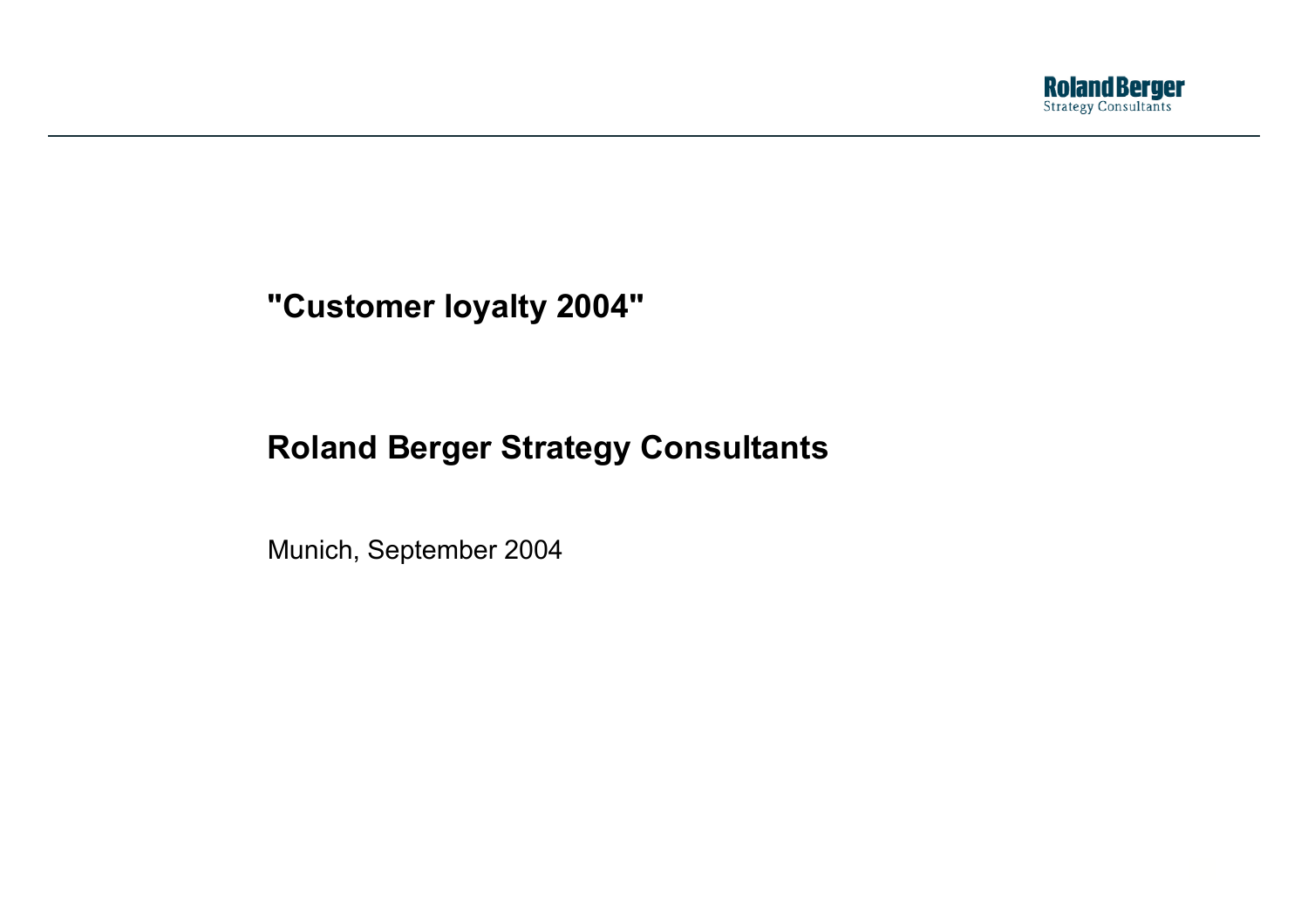# "Customer loyalty 2004"

## Roland Berger Strategy Consultants

Munich, September 2004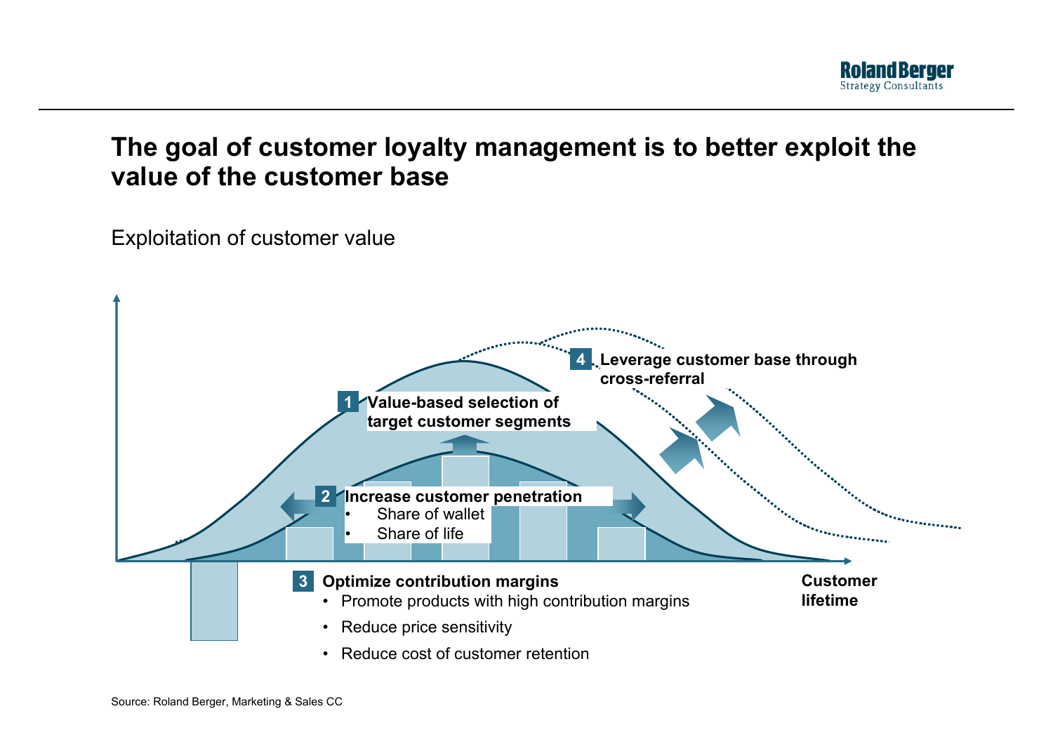# The goal of customer loyalty management is to better exploit the value of the customer base

Exploitation of customer value

**1** **Value-based selection of target customer segments**

**2** **Increase customer penetration**
- Share of wallet
- Share of life

**3** **Optimize contribution margins**
- Promote products with high contribution margins
- Reduce price sensitivity
- Reduce cost of customer retention

**4** **Leverage customer base through cross-referral**

**Customer lifetime**

Source: Roland Berger, Marketing & Sales CC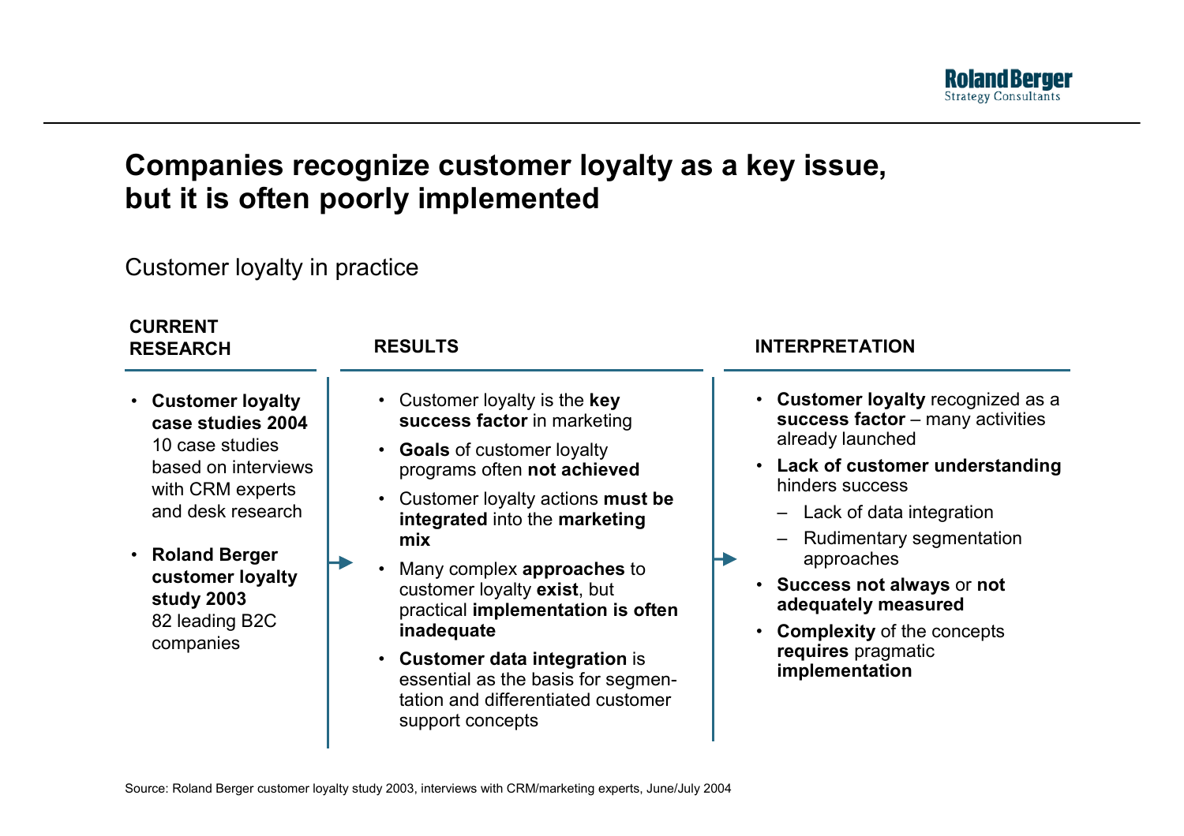# Companies recognize customer loyalty as a key issue, but it is often poorly implemented

Customer loyalty in practice

### CURRENT RESEARCH

- **Customer loyalty case studies 2004**
  10 case studies based on interviews with CRM experts and desk research
- **Roland Berger customer loyalty study 2003**
  82 leading B2C companies

### RESULTS

- Customer loyalty is the **key success factor** in marketing
- **Goals** of customer loyalty programs often **not achieved**
- Customer loyalty actions **must be integrated** into the **marketing mix**
- Many complex **approaches** to customer loyalty **exist**, but practical **implementation is often inadequate**
- **Customer data integration** is essential as the basis for segmentation and differentiated customer support concepts

### INTERPRETATION

- **Customer loyalty** recognized as a **success factor** – many activities already launched
- **Lack of customer understanding** hinders success
  - Lack of data integration
  - Rudimentary segmentation approaches
- **Success not always** or **not adequately measured**
- **Complexity** of the concepts **requires** pragmatic **implementation**

Source: Roland Berger customer loyalty study 2003, interviews with CRM/marketing experts, June/July 2004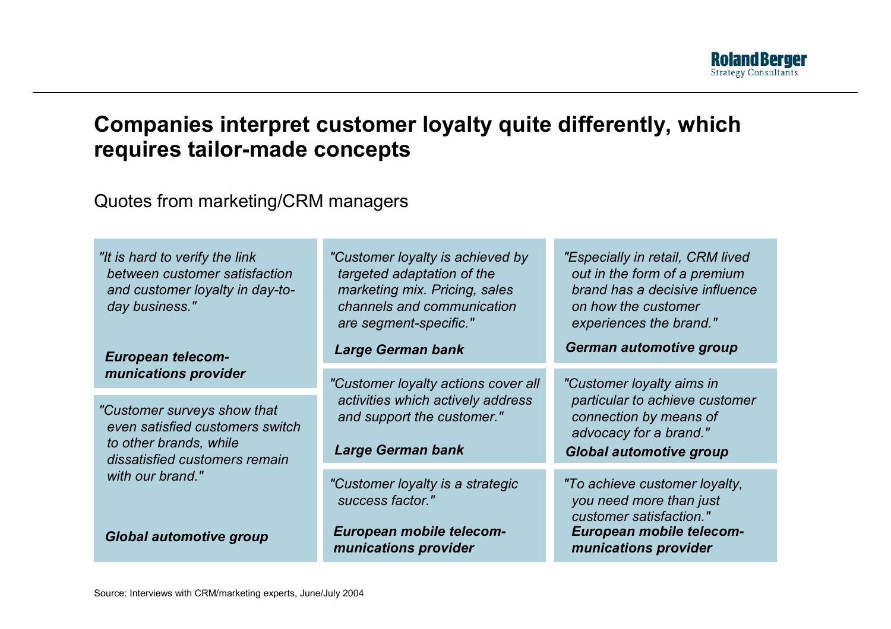# Companies interpret customer loyalty quite differently, which requires tailor-made concepts

Quotes from marketing/CRM managers

*"It is hard to verify the link between customer satisfaction and customer loyalty in day-to-day business."*

***European telecommunications provider***

*"Customer surveys show that even satisfied customers switch to other brands, while dissatisfied customers remain with our brand."*

***Global automotive group***

*"Customer loyalty is achieved by targeted adaptation of the marketing mix. Pricing, sales channels and communication are segment-specific."*

***Large German bank***

*"Customer loyalty actions cover all activities which actively address and support the customer."*

***Large German bank***

*"Customer loyalty is a strategic success factor."*

***European mobile telecommunications provider***

*"Especially in retail, CRM lived out in the form of a premium brand has a decisive influence on how the customer experiences the brand."*

***German automotive group***

*"Customer loyalty aims in particular to achieve customer connection by means of advocacy for a brand."*

***Global automotive group***

*"To achieve customer loyalty, you need more than just customer satisfaction."*

***European mobile telecommunications provider***

Source: Interviews with CRM/marketing experts, June/July 2004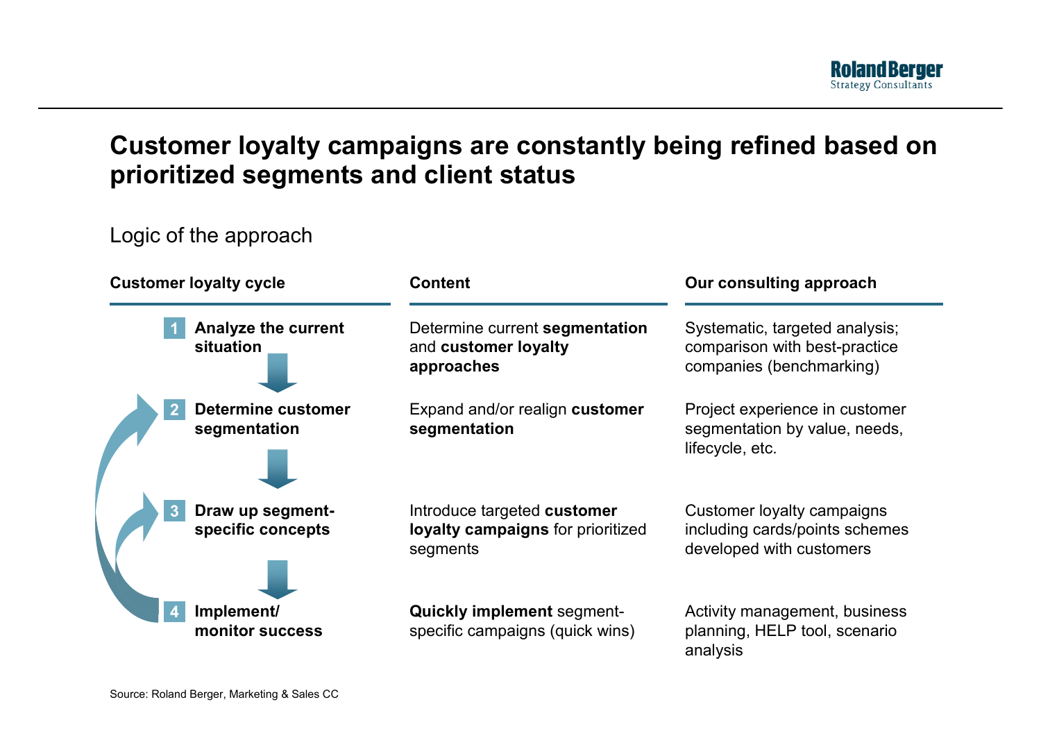# Customer loyalty campaigns are constantly being refined based on prioritized segments and client status

Logic of the approach

| Customer loyalty cycle | Content | Our consulting approach |
| --- | --- | --- |
| **1 Analyze the current situation** | Determine current **segmentation** and **customer loyalty approaches** | Systematic, targeted analysis; comparison with best-practice companies (benchmarking) |
| **2 Determine customer segmentation** | Expand and/or realign **customer segmentation** | Project experience in customer segmentation by value, needs, lifecycle, etc. |
| **3 Draw up segment-specific concepts** | Introduce targeted **customer loyalty campaigns** for prioritized segments | Customer loyalty campaigns including cards/points schemes developed with customers |
| **4 Implement/ monitor success** | **Quickly implement** segment-specific campaigns (quick wins) | Activity management, business planning, HELP tool, scenario analysis |

Source: Roland Berger, Marketing & Sales CC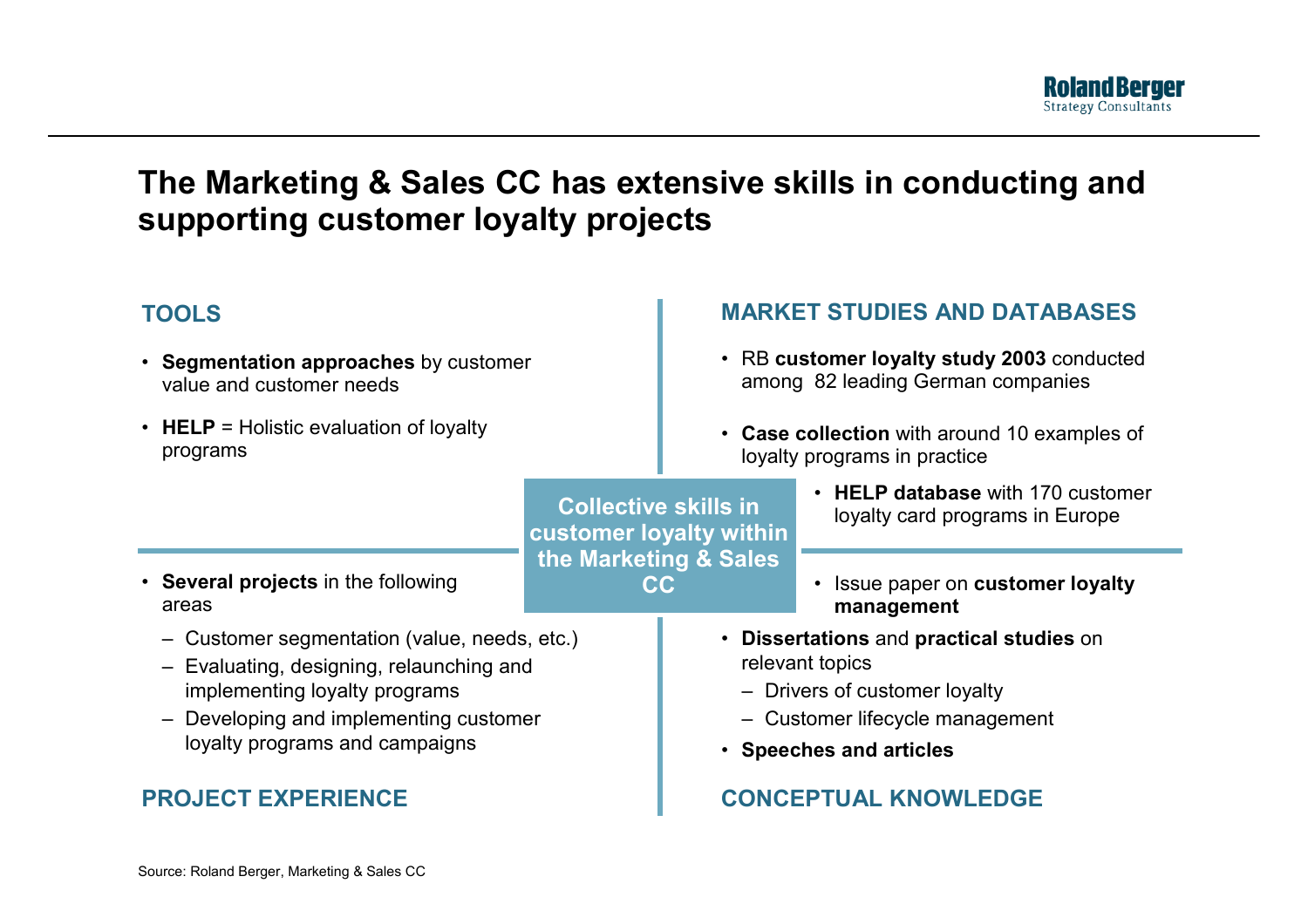# The Marketing & Sales CC has extensive skills in conducting and supporting customer loyalty projects

**Collective skills in customer loyalty within the Marketing & Sales CC**

## TOOLS

- **Segmentation approaches** by customer value and customer needs
- **HELP** = Holistic evaluation of loyalty programs

## MARKET STUDIES AND DATABASES

- RB **customer loyalty study 2003** conducted among 82 leading German companies
- **Case collection** with around 10 examples of loyalty programs in practice
- **HELP database** with 170 customer loyalty card programs in Europe

## PROJECT EXPERIENCE

- **Several projects** in the following areas
  - Customer segmentation (value, needs, etc.)
  - Evaluating, designing, relaunching and implementing loyalty programs
  - Developing and implementing customer loyalty programs and campaigns

## CONCEPTUAL KNOWLEDGE

- Issue paper on **customer loyalty management**
- **Dissertations** and **practical studies** on relevant topics
  - Drivers of customer loyalty
  - Customer lifecycle management
- **Speeches and articles**

Source: Roland Berger, Marketing & Sales CC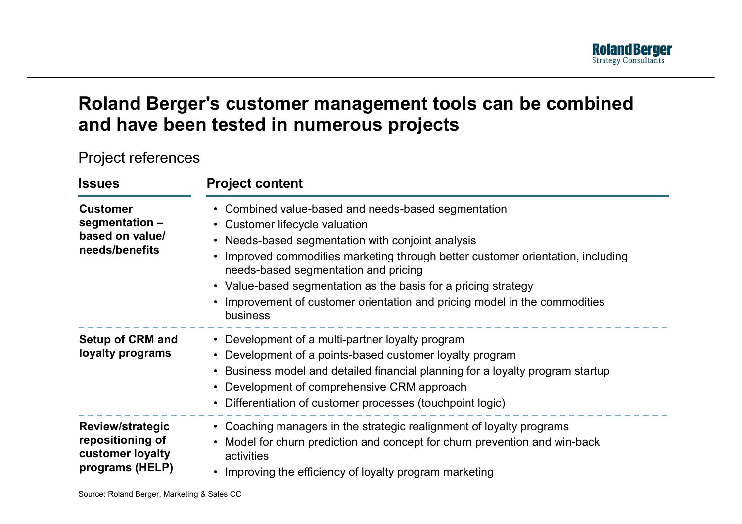# Roland Berger's customer management tools can be combined and have been tested in numerous projects

Project references

| Issues | Project content |
| --- | --- |
| **Customer segmentation – based on value/ needs/benefits** | • Combined value-based and needs-based segmentation<br>• Customer lifecycle valuation<br>• Needs-based segmentation with conjoint analysis<br>• Improved commodities marketing through better customer orientation, including needs-based segmentation and pricing<br>• Value-based segmentation as the basis for a pricing strategy<br>• Improvement of customer orientation and pricing model in the commodities business |
| **Setup of CRM and loyalty programs** | • Development of a multi-partner loyalty program<br>• Development of a points-based customer loyalty program<br>• Business model and detailed financial planning for a loyalty program startup<br>• Development of comprehensive CRM approach<br>• Differentiation of customer processes (touchpoint logic) |
| **Review/strategic repositioning of customer loyalty programs (HELP)** | • Coaching managers in the strategic realignment of loyalty programs<br>• Model for churn prediction and concept for churn prevention and win-back activities<br>• Improving the efficiency of loyalty program marketing |

Source: Roland Berger, Marketing & Sales CC